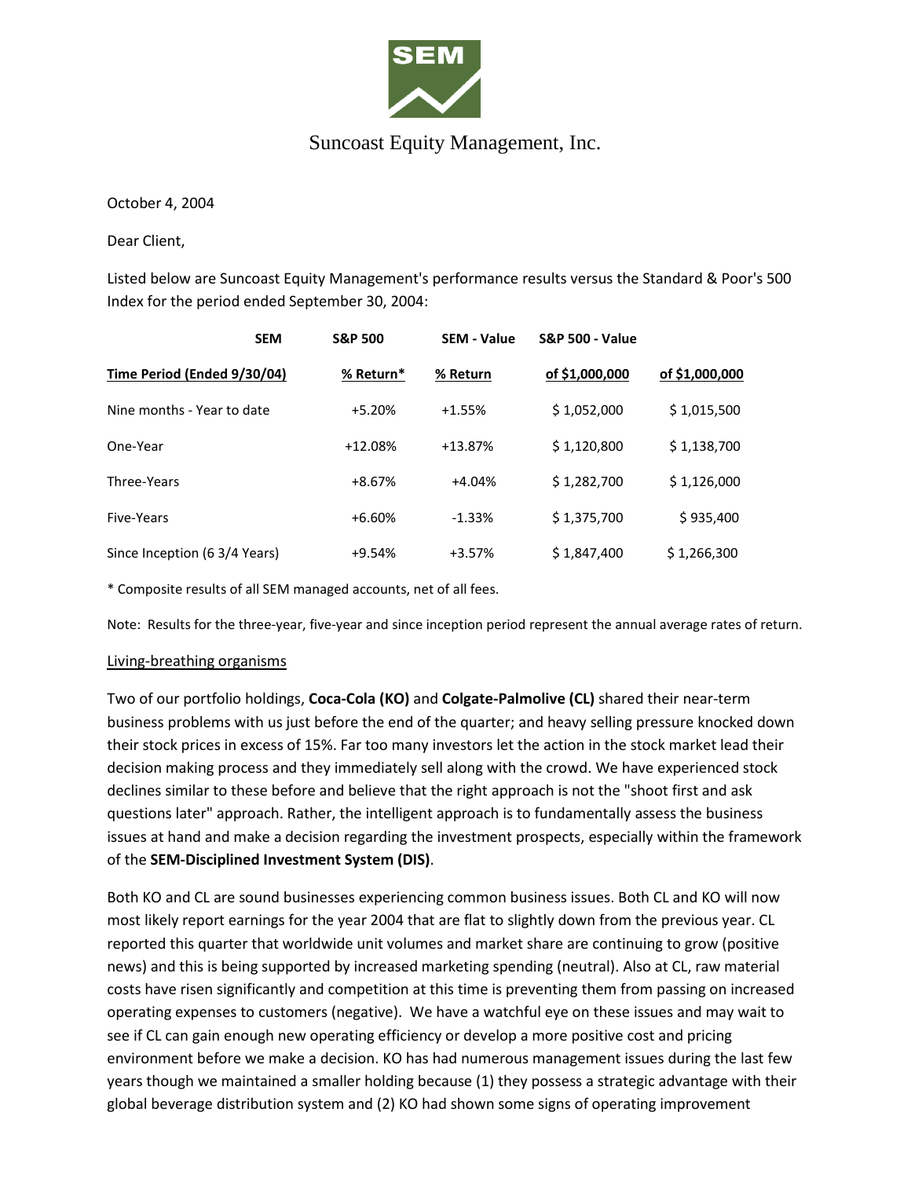Suncoast Equity Management, Inc.

October 4, 2004

Dear Client,

Listed below are Suncoast Equity Management's performance results versus the Standard & Poor's 500 Index for the period ended September 30, 2004:

| | SEM | S&P 500 | SEM - Value | S&P 500 - Value |
|---|---|---|---|---|
| **Time Period (Ended 9/30/04)** | **% Return*** | **% Return** | **of $1,000,000** | **of $1,000,000** |
| Nine months - Year to date | +5.20% | +1.55% | $ 1,052,000 | $ 1,015,500 |
| One-Year | +12.08% | +13.87% | $ 1,120,800 | $ 1,138,700 |
| Three-Years | +8.67% | +4.04% | $ 1,282,700 | $ 1,126,000 |
| Five-Years | +6.60% | -1.33% | $ 1,375,700 | $ 935,400 |
| Since Inception (6 3/4 Years) | +9.54% | +3.57% | $ 1,847,400 | $ 1,266,300 |

* Composite results of all SEM managed accounts, net of all fees.

Note: Results for the three-year, five-year and since inception period represent the annual average rates of return.

Living-breathing organisms

Two of our portfolio holdings, **Coca-Cola (KO)** and **Colgate-Palmolive (CL)** shared their near-term business problems with us just before the end of the quarter; and heavy selling pressure knocked down their stock prices in excess of 15%. Far too many investors let the action in the stock market lead their decision making process and they immediately sell along with the crowd. We have experienced stock declines similar to these before and believe that the right approach is not the "shoot first and ask questions later" approach. Rather, the intelligent approach is to fundamentally assess the business issues at hand and make a decision regarding the investment prospects, especially within the framework of the **SEM-Disciplined Investment System (DIS)**.

Both KO and CL are sound businesses experiencing common business issues. Both CL and KO will now most likely report earnings for the year 2004 that are flat to slightly down from the previous year. CL reported this quarter that worldwide unit volumes and market share are continuing to grow (positive news) and this is being supported by increased marketing spending (neutral). Also at CL, raw material costs have risen significantly and competition at this time is preventing them from passing on increased operating expenses to customers (negative). We have a watchful eye on these issues and may wait to see if CL can gain enough new operating efficiency or develop a more positive cost and pricing environment before we make a decision. KO has had numerous management issues during the last few years though we maintained a smaller holding because (1) they possess a strategic advantage with their global beverage distribution system and (2) KO had shown some signs of operating improvement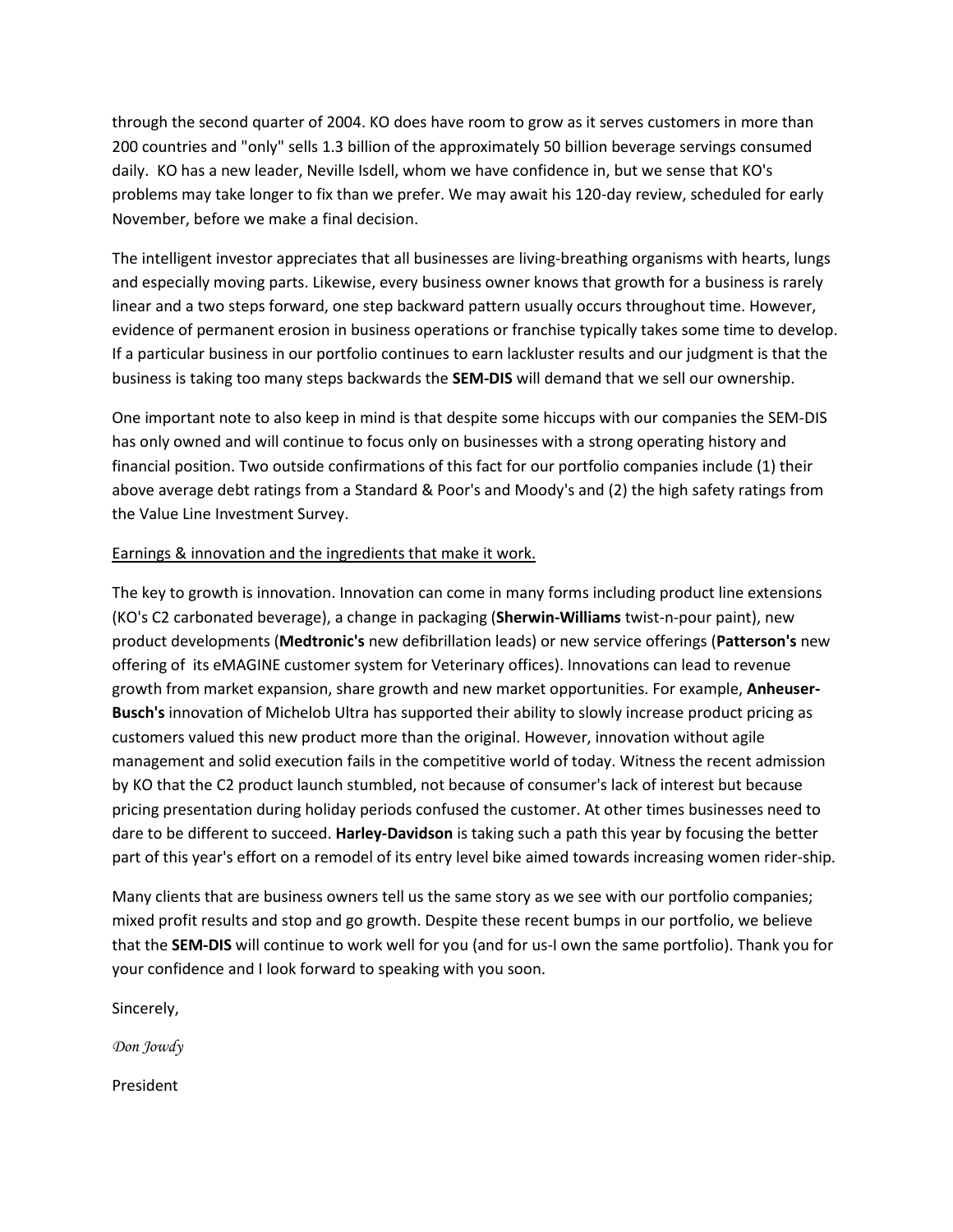through the second quarter of 2004. KO does have room to grow as it serves customers in more than 200 countries and "only" sells 1.3 billion of the approximately 50 billion beverage servings consumed daily. KO has a new leader, Neville Isdell, whom we have confidence in, but we sense that KO's problems may take longer to fix than we prefer. We may await his 120-day review, scheduled for early November, before we make a final decision.

The intelligent investor appreciates that all businesses are living-breathing organisms with hearts, lungs and especially moving parts. Likewise, every business owner knows that growth for a business is rarely linear and a two steps forward, one step backward pattern usually occurs throughout time. However, evidence of permanent erosion in business operations or franchise typically takes some time to develop. If a particular business in our portfolio continues to earn lackluster results and our judgment is that the business is taking too many steps backwards the **SEM-DIS** will demand that we sell our ownership.

One important note to also keep in mind is that despite some hiccups with our companies the SEM-DIS has only owned and will continue to focus only on businesses with a strong operating history and financial position. Two outside confirmations of this fact for our portfolio companies include (1) their above average debt ratings from a Standard & Poor's and Moody's and (2) the high safety ratings from the Value Line Investment Survey.

<u>Earnings & innovation and the ingredients that make it work.</u>

The key to growth is innovation. Innovation can come in many forms including product line extensions (KO's C2 carbonated beverage), a change in packaging (**Sherwin-Williams** twist-n-pour paint), new product developments (**Medtronic's** new defibrillation leads) or new service offerings (**Patterson's** new offering of its eMAGINE customer system for Veterinary offices). Innovations can lead to revenue growth from market expansion, share growth and new market opportunities. For example, **Anheuser-Busch's** innovation of Michelob Ultra has supported their ability to slowly increase product pricing as customers valued this new product more than the original. However, innovation without agile management and solid execution fails in the competitive world of today. Witness the recent admission by KO that the C2 product launch stumbled, not because of consumer's lack of interest but because pricing presentation during holiday periods confused the customer. At other times businesses need to dare to be different to succeed. **Harley-Davidson** is taking such a path this year by focusing the better part of this year's effort on a remodel of its entry level bike aimed towards increasing women rider-ship.

Many clients that are business owners tell us the same story as we see with our portfolio companies; mixed profit results and stop and go growth. Despite these recent bumps in our portfolio, we believe that the **SEM-DIS** will continue to work well for you (and for us-I own the same portfolio). Thank you for your confidence and I look forward to speaking with you soon.

Sincerely,

*Don Jowdy*

President